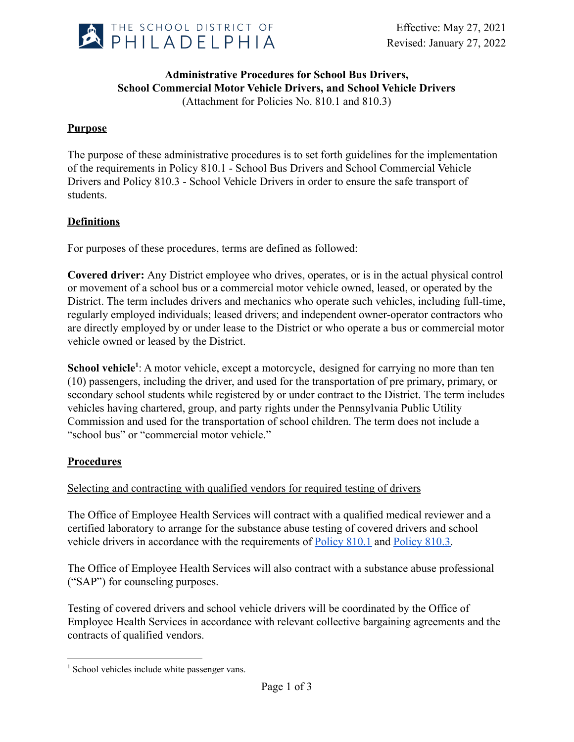Effective: May 27, 2021
Revised: January 27, 2022

**Administrative Procedures for School Bus Drivers,**
**School Commercial Motor Vehicle Drivers, and School Vehicle Drivers**
(Attachment for Policies No. 810.1 and 810.3)

## Purpose

The purpose of these administrative procedures is to set forth guidelines for the implementation of the requirements in Policy 810.1 - School Bus Drivers and School Commercial Vehicle Drivers and Policy 810.3 - School Vehicle Drivers in order to ensure the safe transport of students.

## Definitions

For purposes of these procedures, terms are defined as followed:

**Covered driver:** Any District employee who drives, operates, or is in the actual physical control or movement of a school bus or a commercial motor vehicle owned, leased, or operated by the District. The term includes drivers and mechanics who operate such vehicles, including full-time, regularly employed individuals; leased drivers; and independent owner-operator contractors who are directly employed by or under lease to the District or who operate a bus or commercial motor vehicle owned or leased by the District.

**School vehicle**[1]: A motor vehicle, except a motorcycle, designed for carrying no more than ten (10) passengers, including the driver, and used for the transportation of pre primary, primary, or secondary school students while registered by or under contract to the District. The term includes vehicles having chartered, group, and party rights under the Pennsylvania Public Utility Commission and used for the transportation of school children. The term does not include a "school bus" or "commercial motor vehicle."

## Procedures

### Selecting and contracting with qualified vendors for required testing of drivers

The Office of Employee Health Services will contract with a qualified medical reviewer and a certified laboratory to arrange for the substance abuse testing of covered drivers and school vehicle drivers in accordance with the requirements of Policy 810.1 and Policy 810.3.

The Office of Employee Health Services will also contract with a substance abuse professional ("SAP") for counseling purposes.

Testing of covered drivers and school vehicle drivers will be coordinated by the Office of Employee Health Services in accordance with relevant collective bargaining agreements and the contracts of qualified vendors.

[1] School vehicles include white passenger vans.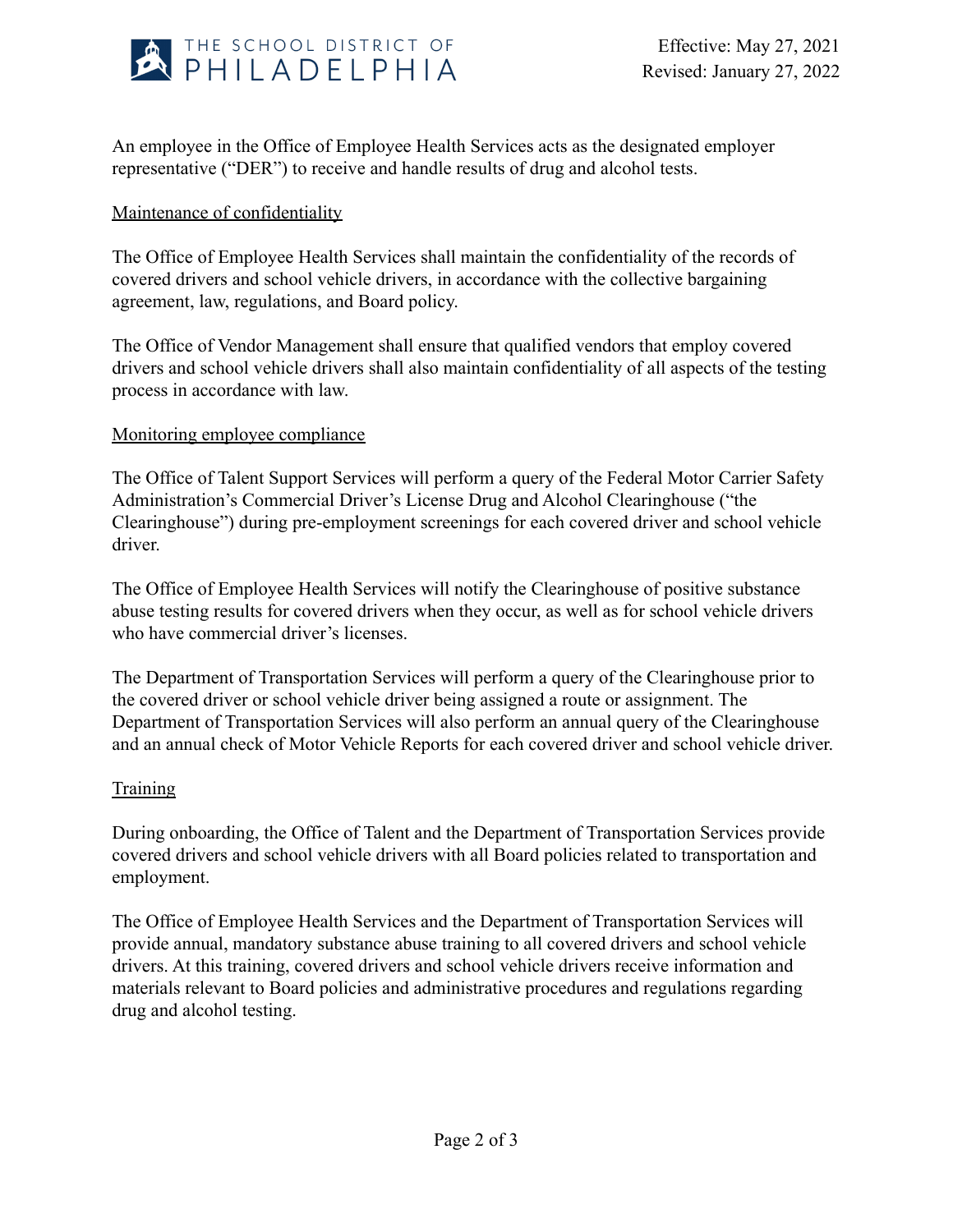An employee in the Office of Employee Health Services acts as the designated employer representative ("DER") to receive and handle results of drug and alcohol tests.

<u>Maintenance of confidentiality</u>

The Office of Employee Health Services shall maintain the confidentiality of the records of covered drivers and school vehicle drivers, in accordance with the collective bargaining agreement, law, regulations, and Board policy.

The Office of Vendor Management shall ensure that qualified vendors that employ covered drivers and school vehicle drivers shall also maintain confidentiality of all aspects of the testing process in accordance with law.

<u>Monitoring employee compliance</u>

The Office of Talent Support Services will perform a query of the Federal Motor Carrier Safety Administration's Commercial Driver's License Drug and Alcohol Clearinghouse ("the Clearinghouse") during pre-employment screenings for each covered driver and school vehicle driver.

The Office of Employee Health Services will notify the Clearinghouse of positive substance abuse testing results for covered drivers when they occur, as well as for school vehicle drivers who have commercial driver's licenses.

The Department of Transportation Services will perform a query of the Clearinghouse prior to the covered driver or school vehicle driver being assigned a route or assignment. The Department of Transportation Services will also perform an annual query of the Clearinghouse and an annual check of Motor Vehicle Reports for each covered driver and school vehicle driver.

<u>Training</u>

During onboarding, the Office of Talent and the Department of Transportation Services provide covered drivers and school vehicle drivers with all Board policies related to transportation and employment.

The Office of Employee Health Services and the Department of Transportation Services will provide annual, mandatory substance abuse training to all covered drivers and school vehicle drivers. At this training, covered drivers and school vehicle drivers receive information and materials relevant to Board policies and administrative procedures and regulations regarding drug and alcohol testing.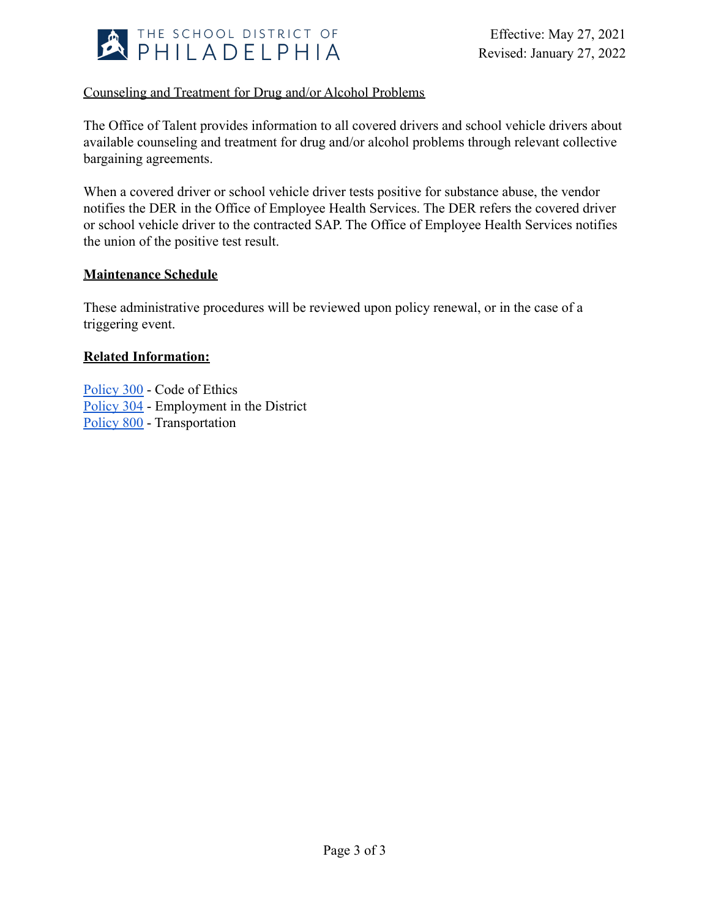Counseling and Treatment for Drug and/or Alcohol Problems

The Office of Talent provides information to all covered drivers and school vehicle drivers about available counseling and treatment for drug and/or alcohol problems through relevant collective bargaining agreements.

When a covered driver or school vehicle driver tests positive for substance abuse, the vendor notifies the DER in the Office of Employee Health Services. The DER refers the covered driver or school vehicle driver to the contracted SAP. The Office of Employee Health Services notifies the union of the positive test result.

## Maintenance Schedule

These administrative procedures will be reviewed upon policy renewal, or in the case of a triggering event.

## Related Information:

Policy 300 - Code of Ethics
Policy 304 - Employment in the District
Policy 800 - Transportation